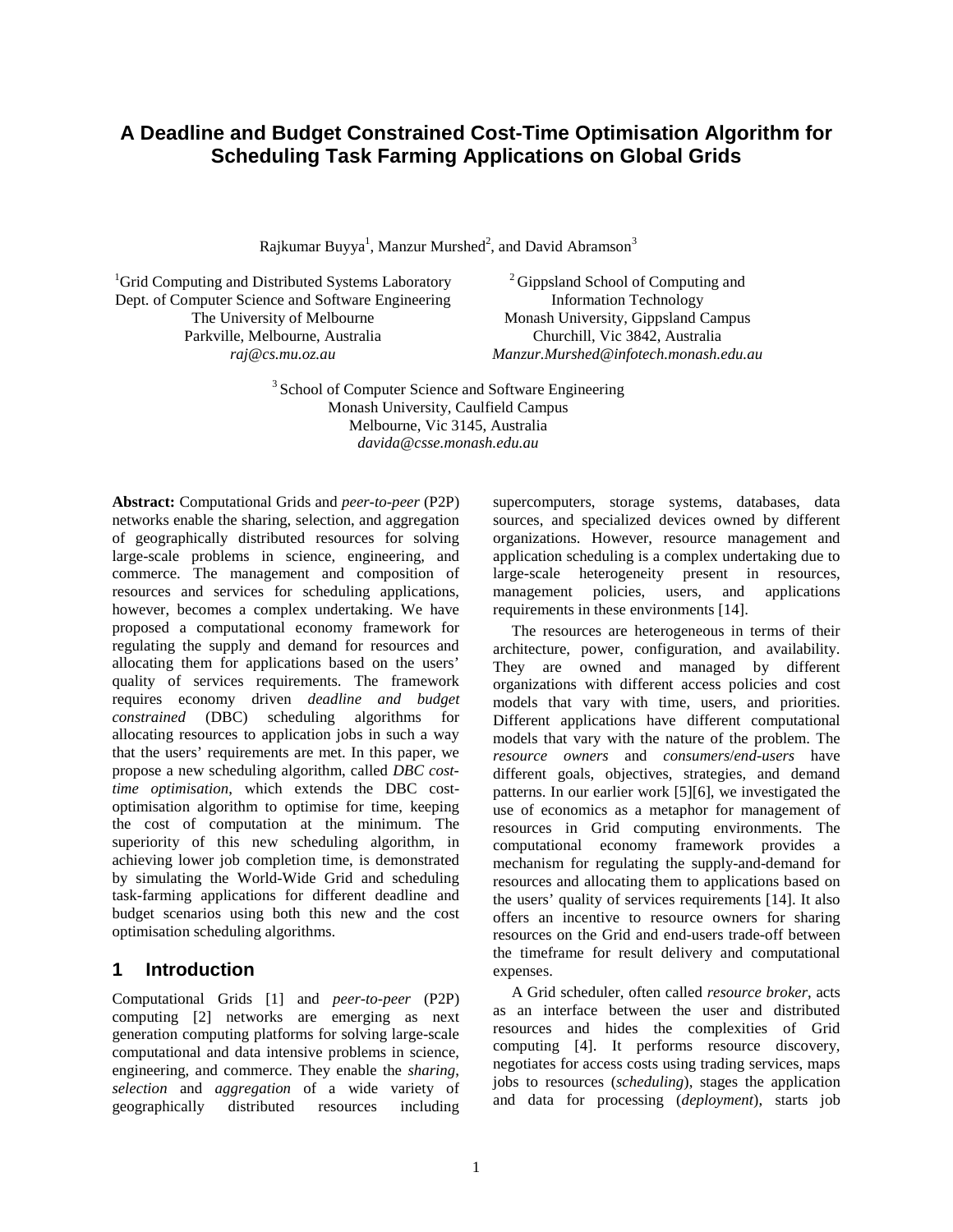# A Deadline and Budget Constrained Cost-Time Optimisation Algorithm for Scheduling Task Farming Applications on Global Grids

Rajkumar Buyya[1], Manzur Murshed[2], and David Abramson[3]

[1]Grid Computing and Distributed Systems Laboratory
Dept. of Computer Science and Software Engineering
The University of Melbourne
Parkville, Melbourne, Australia
*raj@cs.mu.oz.au*

[2] Gippsland School of Computing and Information Technology
Monash University, Gippsland Campus
Churchill, Vic 3842, Australia
*Manzur.Murshed@infotech.monash.edu.au*

[3] School of Computer Science and Software Engineering
Monash University, Caulfield Campus
Melbourne, Vic 3145, Australia
*davida@csse.monash.edu.au*

**Abstract:** Computational Grids and *peer-to-peer* (P2P) networks enable the sharing, selection, and aggregation of geographically distributed resources for solving large-scale problems in science, engineering, and commerce. The management and composition of resources and services for scheduling applications, however, becomes a complex undertaking. We have proposed a computational economy framework for regulating the supply and demand for resources and allocating them for applications based on the users' quality of services requirements. The framework requires economy driven *deadline and budget constrained* (DBC) scheduling algorithms for allocating resources to application jobs in such a way that the users' requirements are met. In this paper, we propose a new scheduling algorithm, called *DBC cost-time optimisation*, which extends the DBC cost-optimisation algorithm to optimise for time, keeping the cost of computation at the minimum. The superiority of this new scheduling algorithm, in achieving lower job completion time, is demonstrated by simulating the World-Wide Grid and scheduling task-farming applications for different deadline and budget scenarios using both this new and the cost optimisation scheduling algorithms.

## 1 Introduction

Computational Grids [1] and *peer-to-peer* (P2P) computing [2] networks are emerging as next generation computing platforms for solving large-scale computational and data intensive problems in science, engineering, and commerce. They enable the *sharing*, *selection* and *aggregation* of a wide variety of geographically distributed resources including supercomputers, storage systems, databases, data sources, and specialized devices owned by different organizations. However, resource management and application scheduling is a complex undertaking due to large-scale heterogeneity present in resources, management policies, users, and applications requirements in these environments [14].

The resources are heterogeneous in terms of their architecture, power, configuration, and availability. They are owned and managed by different organizations with different access policies and cost models that vary with time, users, and priorities. Different applications have different computational models that vary with the nature of the problem. The *resource owners* and *consumers*/*end-users* have different goals, objectives, strategies, and demand patterns. In our earlier work [5][6], we investigated the use of economics as a metaphor for management of resources in Grid computing environments. The computational economy framework provides a mechanism for regulating the supply-and-demand for resources and allocating them to applications based on the users' quality of services requirements [14]. It also offers an incentive to resource owners for sharing resources on the Grid and end-users trade-off between the timeframe for result delivery and computational expenses.

A Grid scheduler, often called *resource broker*, acts as an interface between the user and distributed resources and hides the complexities of Grid computing [4]. It performs resource discovery, negotiates for access costs using trading services, maps jobs to resources (*scheduling*), stages the application and data for processing (*deployment*), starts job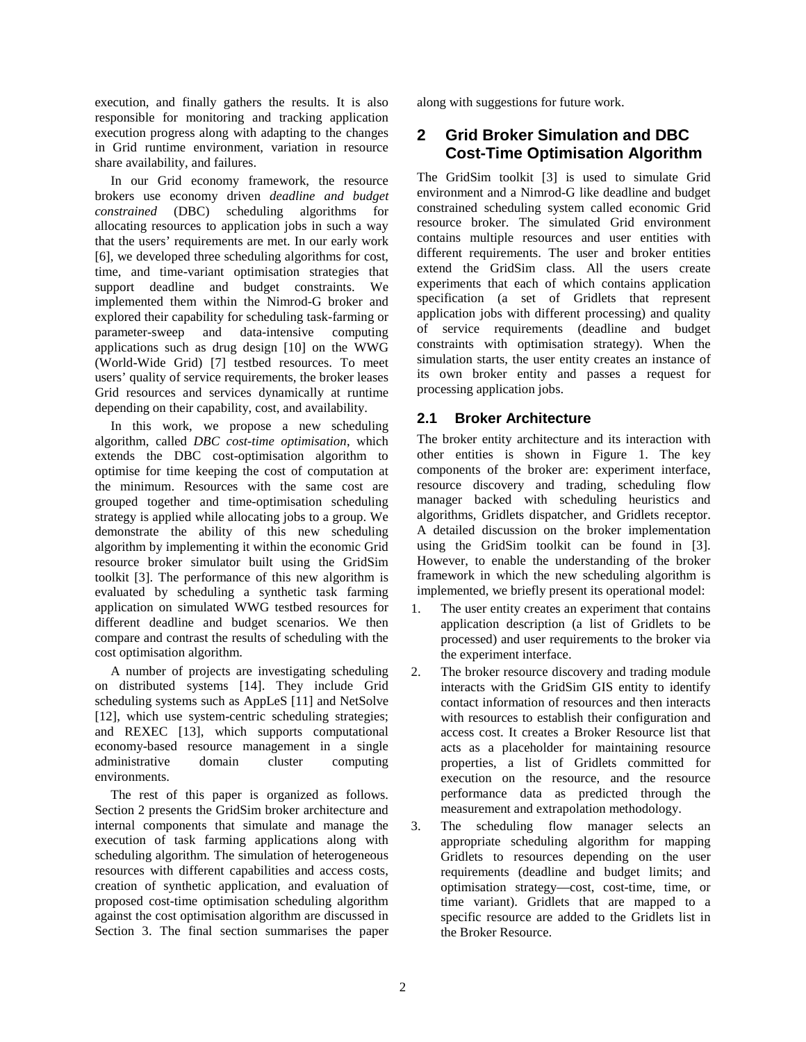execution, and finally gathers the results. It is also responsible for monitoring and tracking application execution progress along with adapting to the changes in Grid runtime environment, variation in resource share availability, and failures.

In our Grid economy framework, the resource brokers use economy driven *deadline and budget constrained* (DBC) scheduling algorithms for allocating resources to application jobs in such a way that the users' requirements are met. In our early work [6], we developed three scheduling algorithms for cost, time, and time-variant optimisation strategies that support deadline and budget constraints. We implemented them within the Nimrod-G broker and explored their capability for scheduling task-farming or parameter-sweep and data-intensive computing applications such as drug design [10] on the WWG (World-Wide Grid) [7] testbed resources. To meet users' quality of service requirements, the broker leases Grid resources and services dynamically at runtime depending on their capability, cost, and availability.

In this work, we propose a new scheduling algorithm, called *DBC cost-time optimisation*, which extends the DBC cost-optimisation algorithm to optimise for time keeping the cost of computation at the minimum. Resources with the same cost are grouped together and time-optimisation scheduling strategy is applied while allocating jobs to a group. We demonstrate the ability of this new scheduling algorithm by implementing it within the economic Grid resource broker simulator built using the GridSim toolkit [3]. The performance of this new algorithm is evaluated by scheduling a synthetic task farming application on simulated WWG testbed resources for different deadline and budget scenarios. We then compare and contrast the results of scheduling with the cost optimisation algorithm.

A number of projects are investigating scheduling on distributed systems [14]. They include Grid scheduling systems such as AppLeS [11] and NetSolve [12], which use system-centric scheduling strategies; and REXEC [13], which supports computational economy-based resource management in a single administrative domain cluster computing environments.

The rest of this paper is organized as follows. Section 2 presents the GridSim broker architecture and internal components that simulate and manage the execution of task farming applications along with scheduling algorithm. The simulation of heterogeneous resources with different capabilities and access costs, creation of synthetic application, and evaluation of proposed cost-time optimisation scheduling algorithm against the cost optimisation algorithm are discussed in Section 3. The final section summarises the paper along with suggestions for future work.

## 2 Grid Broker Simulation and DBC Cost-Time Optimisation Algorithm

The GridSim toolkit [3] is used to simulate Grid environment and a Nimrod-G like deadline and budget constrained scheduling system called economic Grid resource broker. The simulated Grid environment contains multiple resources and user entities with different requirements. The user and broker entities extend the GridSim class. All the users create experiments that each of which contains application specification (a set of Gridlets that represent application jobs with different processing) and quality of service requirements (deadline and budget constraints with optimisation strategy). When the simulation starts, the user entity creates an instance of its own broker entity and passes a request for processing application jobs.

### 2.1 Broker Architecture

The broker entity architecture and its interaction with other entities is shown in Figure 1. The key components of the broker are: experiment interface, resource discovery and trading, scheduling flow manager backed with scheduling heuristics and algorithms, Gridlets dispatcher, and Gridlets receptor. A detailed discussion on the broker implementation using the GridSim toolkit can be found in [3]. However, to enable the understanding of the broker framework in which the new scheduling algorithm is implemented, we briefly present its operational model:

1. The user entity creates an experiment that contains application description (a list of Gridlets to be processed) and user requirements to the broker via the experiment interface.
2. The broker resource discovery and trading module interacts with the GridSim GIS entity to identify contact information of resources and then interacts with resources to establish their configuration and access cost. It creates a Broker Resource list that acts as a placeholder for maintaining resource properties, a list of Gridlets committed for execution on the resource, and the resource performance data as predicted through the measurement and extrapolation methodology.
3. The scheduling flow manager selects an appropriate scheduling algorithm for mapping Gridlets to resources depending on the user requirements (deadline and budget limits; and optimisation strategy—cost, cost-time, time, or time variant). Gridlets that are mapped to a specific resource are added to the Gridlets list in the Broker Resource.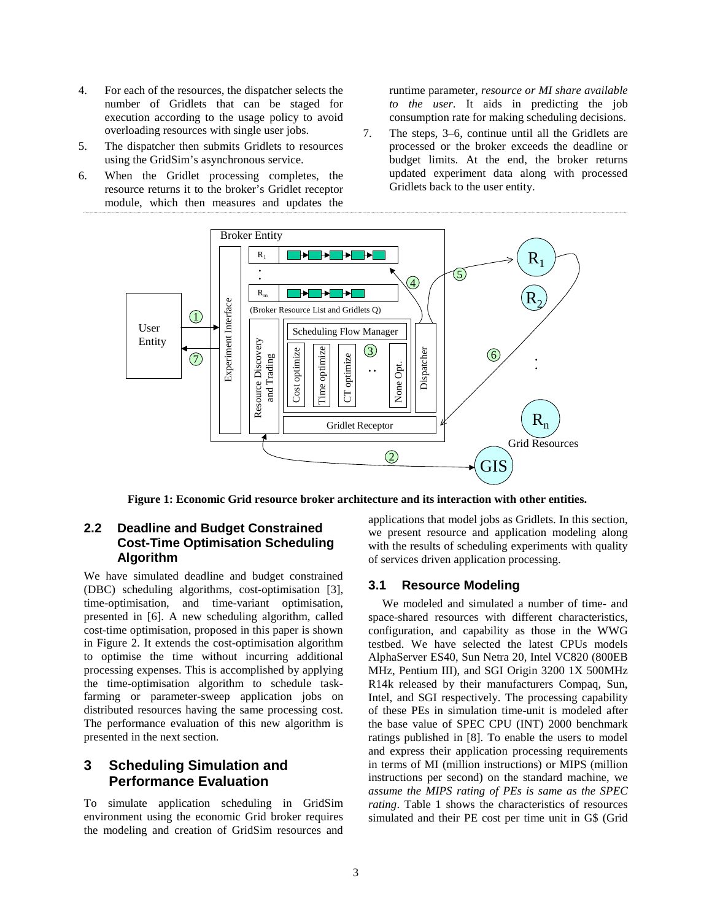4. For each of the resources, the dispatcher selects the number of Gridlets that can be staged for execution according to the usage policy to avoid overloading resources with single user jobs.
5. The dispatcher then submits Gridlets to resources using the GridSim's asynchronous service.
6. When the Gridlet processing completes, the resource returns it to the broker's Gridlet receptor module, which then measures and updates the runtime parameter, *resource or MI share available to the user*. It aids in predicting the job consumption rate for making scheduling decisions.
7. The steps, 3–6, continue until all the Gridlets are processed or the broker exceeds the deadline or budget limits. At the end, the broker returns updated experiment data along with processed Gridlets back to the user entity.

**Figure 1: Economic Grid resource broker architecture and its interaction with other entities.**

## 2.2 Deadline and Budget Constrained Cost-Time Optimisation Scheduling Algorithm

We have simulated deadline and budget constrained (DBC) scheduling algorithms, cost-optimisation [3], time-optimisation, and time-variant optimisation, presented in [6]. A new scheduling algorithm, called cost-time optimisation, proposed in this paper is shown in Figure 2. It extends the cost-optimisation algorithm to optimise the time without incurring additional processing expenses. This is accomplished by applying the time-optimisation algorithm to schedule task-farming or parameter-sweep application jobs on distributed resources having the same processing cost. The performance evaluation of this new algorithm is presented in the next section.

# 3 Scheduling Simulation and Performance Evaluation

To simulate application scheduling in GridSim environment using the economic Grid broker requires the modeling and creation of GridSim resources and applications that model jobs as Gridlets. In this section, we present resource and application modeling along with the results of scheduling experiments with quality of services driven application processing.

## 3.1 Resource Modeling

We modeled and simulated a number of time- and space-shared resources with different characteristics, configuration, and capability as those in the WWG testbed. We have selected the latest CPUs models AlphaServer ES40, Sun Netra 20, Intel VC820 (800EB MHz, Pentium III), and SGI Origin 3200 1X 500MHz R14k released by their manufacturers Compaq, Sun, Intel, and SGI respectively. The processing capability of these PEs in simulation time-unit is modeled after the base value of SPEC CPU (INT) 2000 benchmark ratings published in [8]. To enable the users to model and express their application processing requirements in terms of MI (million instructions) or MIPS (million instructions per second) on the standard machine, we *assume the MIPS rating of PEs is same as the SPEC rating*. Table 1 shows the characteristics of resources simulated and their PE cost per time unit in G$ (Grid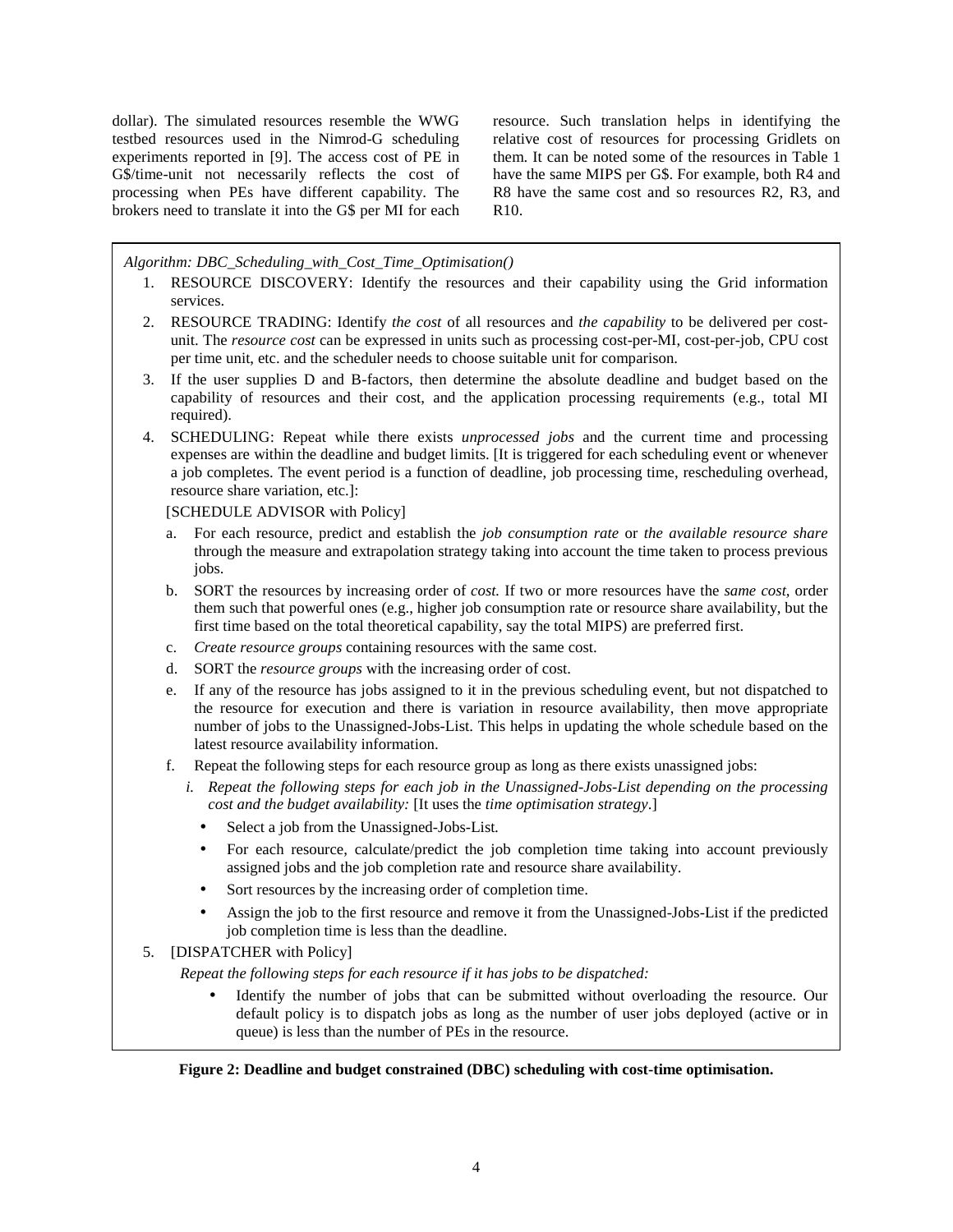dollar). The simulated resources resemble the WWG testbed resources used in the Nimrod-G scheduling experiments reported in [9]. The access cost of PE in G$/time-unit not necessarily reflects the cost of processing when PEs have different capability. The brokers need to translate it into the G$ per MI for each resource. Such translation helps in identifying the relative cost of resources for processing Gridlets on them. It can be noted some of the resources in Table 1 have the same MIPS per G$. For example, both R4 and R8 have the same cost and so resources R2, R3, and R10.

*Algorithm: DBC_Scheduling_with_Cost_Time_Optimisation()*

1. RESOURCE DISCOVERY: Identify the resources and their capability using the Grid information services.
2. RESOURCE TRADING: Identify *the cost* of all resources and *the capability* to be delivered per cost-unit. The *resource cost* can be expressed in units such as processing cost-per-MI, cost-per-job, CPU cost per time unit, etc. and the scheduler needs to choose suitable unit for comparison.
3. If the user supplies D and B-factors, then determine the absolute deadline and budget based on the capability of resources and their cost, and the application processing requirements (e.g., total MI required).
4. SCHEDULING: Repeat while there exists *unprocessed jobs* and the current time and processing expenses are within the deadline and budget limits. [It is triggered for each scheduling event or whenever a job completes. The event period is a function of deadline, job processing time, rescheduling overhead, resource share variation, etc.]:

   [SCHEDULE ADVISOR with Policy]

   a. For each resource, predict and establish the *job consumption rate* or *the available resource share* through the measure and extrapolation strategy taking into account the time taken to process previous jobs.
   b. SORT the resources by increasing order of *cost.* If two or more resources have the *same cost*, order them such that powerful ones (e.g., higher job consumption rate or resource share availability, but the first time based on the total theoretical capability, say the total MIPS) are preferred first.
   c. *Create resource groups* containing resources with the same cost.
   d. SORT the *resource groups* with the increasing order of cost.
   e. If any of the resource has jobs assigned to it in the previous scheduling event, but not dispatched to the resource for execution and there is variation in resource availability, then move appropriate number of jobs to the Unassigned-Jobs-List. This helps in updating the whole schedule based on the latest resource availability information.
   f. Repeat the following steps for each resource group as long as there exists unassigned jobs:
      i. *Repeat the following steps for each job in the Unassigned-Jobs-List depending on the processing cost and the budget availability:* [It uses the *time optimisation strategy*.]
         - Select a job from the Unassigned-Jobs-List.
         - For each resource, calculate/predict the job completion time taking into account previously assigned jobs and the job completion rate and resource share availability.
         - Sort resources by the increasing order of completion time.
         - Assign the job to the first resource and remove it from the Unassigned-Jobs-List if the predicted job completion time is less than the deadline.
5. [DISPATCHER with Policy]

   *Repeat the following steps for each resource if it has jobs to be dispatched:*

   - Identify the number of jobs that can be submitted without overloading the resource. Our default policy is to dispatch jobs as long as the number of user jobs deployed (active or in queue) is less than the number of PEs in the resource.

**Figure 2: Deadline and budget constrained (DBC) scheduling with cost-time optimisation.**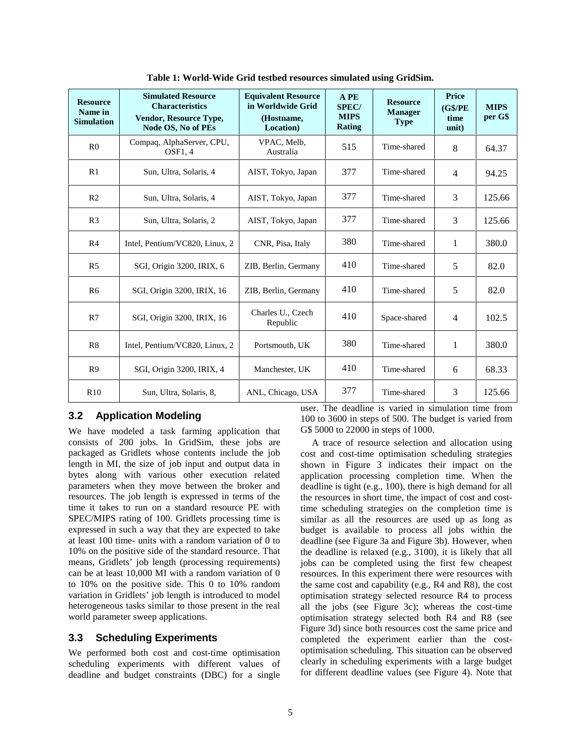**Table 1: World-Wide Grid testbed resources simulated using GridSim.**

| Resource Name in Simulation | Simulated Resource Characteristics<br>Vendor, Resource Type, Node OS, No of PEs | Equivalent Resource in Worldwide Grid<br>(Hostname, Location) | A PE SPEC/ MIPS Rating | Resource Manager Type | Price (G$/PE time unit) | MIPS per G$ |
|---|---|---|---|---|---|---|
| R0 | Compaq, AlphaServer, CPU, OSF1, 4 | VPAC, Melb, Australia | 515 | Time-shared | 8 | 64.37 |
| R1 | Sun, Ultra, Solaris, 4 | AIST, Tokyo, Japan | 377 | Time-shared | 4 | 94.25 |
| R2 | Sun, Ultra, Solaris, 4 | AIST, Tokyo, Japan | 377 | Time-shared | 3 | 125.66 |
| R3 | Sun, Ultra, Solaris, 2 | AIST, Tokyo, Japan | 377 | Time-shared | 3 | 125.66 |
| R4 | Intel, Pentium/VC820, Linux, 2 | CNR, Pisa, Italy | 380 | Time-shared | 1 | 380.0 |
| R5 | SGI, Origin 3200, IRIX, 6 | ZIB, Berlin, Germany | 410 | Time-shared | 5 | 82.0 |
| R6 | SGI, Origin 3200, IRIX, 16 | ZIB, Berlin, Germany | 410 | Time-shared | 5 | 82.0 |
| R7 | SGI, Origin 3200, IRIX, 16 | Charles U., Czech Republic | 410 | Space-shared | 4 | 102.5 |
| R8 | Intel, Pentium/VC820, Linux, 2 | Portsmouth, UK | 380 | Time-shared | 1 | 380.0 |
| R9 | SGI, Origin 3200, IRIX, 4 | Manchester, UK | 410 | Time-shared | 6 | 68.33 |
| R10 | Sun, Ultra, Solaris, 8, | ANL, Chicago, USA | 377 | Time-shared | 3 | 125.66 |

## 3.2 Application Modeling

We have modeled a task farming application that consists of 200 jobs. In GridSim, these jobs are packaged as Gridlets whose contents include the job length in MI, the size of job input and output data in bytes along with various other execution related parameters when they move between the broker and resources. The job length is expressed in terms of the time it takes to run on a standard resource PE with SPEC/MIPS rating of 100. Gridlets processing time is expressed in such a way that they are expected to take at least 100 time- units with a random variation of 0 to 10% on the positive side of the standard resource. That means, Gridlets' job length (processing requirements) can be at least 10,000 MI with a random variation of 0 to 10% on the positive side. This 0 to 10% random variation in Gridlets' job length is introduced to model heterogeneous tasks similar to those present in the real world parameter sweep applications.

## 3.3 Scheduling Experiments

We performed both cost and cost-time optimisation scheduling experiments with different values of deadline and budget constraints (DBC) for a single user. The deadline is varied in simulation time from 100 to 3600 in steps of 500. The budget is varied from G$ 5000 to 22000 in steps of 1000.

A trace of resource selection and allocation using cost and cost-time optimisation scheduling strategies shown in Figure 3 indicates their impact on the application processing completion time. When the deadline is tight (e.g., 100), there is high demand for all the resources in short time, the impact of cost and cost-time scheduling strategies on the completion time is similar as all the resources are used up as long as budget is available to process all jobs within the deadline (see Figure 3a and Figure 3b). However, when the deadline is relaxed (e.g., 3100), it is likely that all jobs can be completed using the first few cheapest resources. In this experiment there were resources with the same cost and capability (e.g., R4 and R8), the cost optimisation strategy selected resource R4 to process all the jobs (see Figure 3c); whereas the cost-time optimisation strategy selected both R4 and R8 (see Figure 3d) since both resources cost the same price and completed the experiment earlier than the cost-optimisation scheduling. This situation can be observed clearly in scheduling experiments with a large budget for different deadline values (see Figure 4). Note that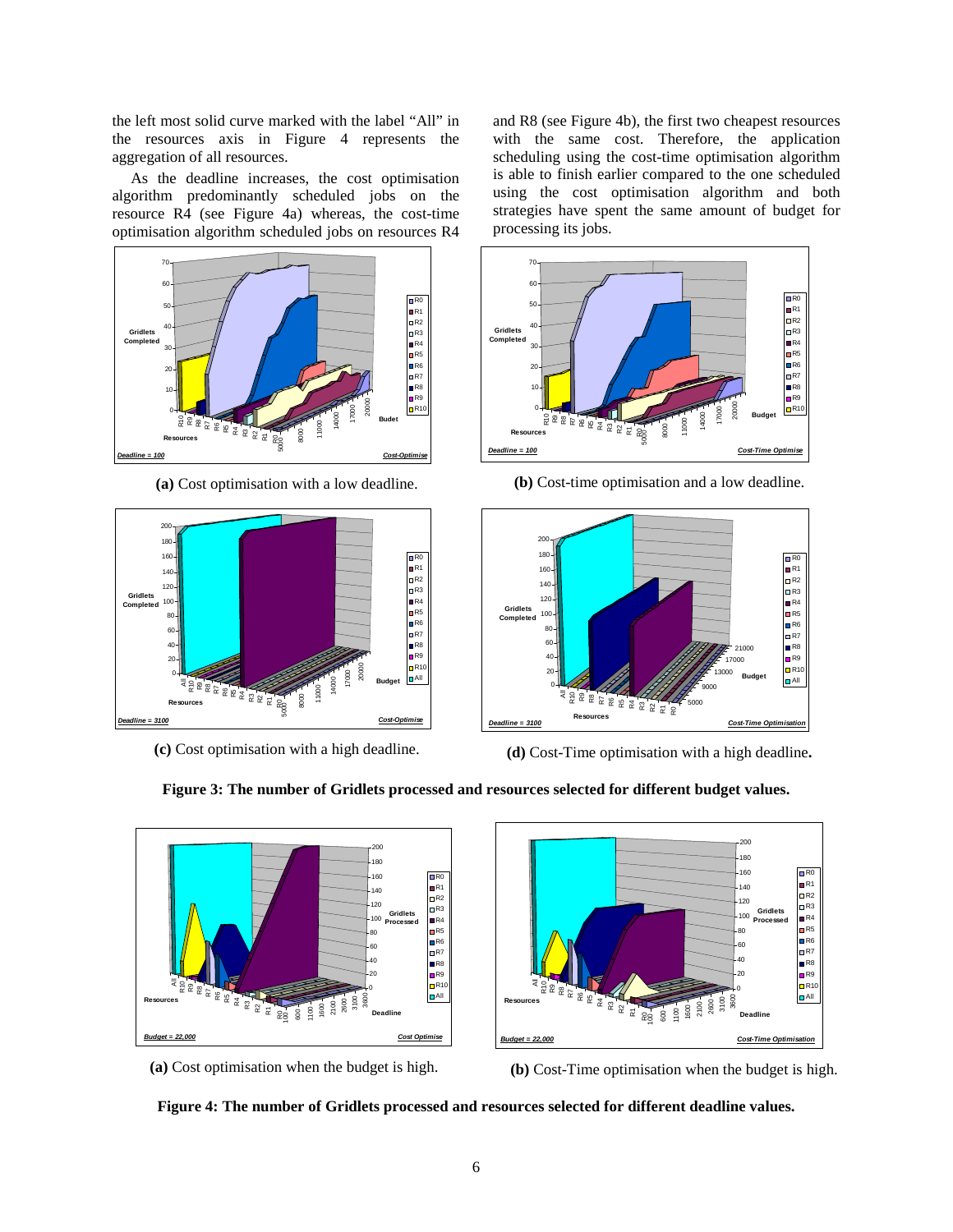the left most solid curve marked with the label "All" in the resources axis in Figure 4 represents the aggregation of all resources.

As the deadline increases, the cost optimisation algorithm predominantly scheduled jobs on the resource R4 (see Figure 4a) whereas, the cost-time optimisation algorithm scheduled jobs on resources R4 and R8 (see Figure 4b), the first two cheapest resources with the same cost. Therefore, the application scheduling using the cost-time optimisation algorithm is able to finish earlier compared to the one scheduled using the cost optimisation algorithm and both strategies have spent the same amount of budget for processing its jobs.

**(a)** Cost optimisation with a low deadline.

**(b)** Cost-time optimisation and a low deadline.

**(c)** Cost optimisation with a high deadline.

**(d)** Cost-Time optimisation with a high deadline**.**

**Figure 3: The number of Gridlets processed and resources selected for different budget values.**

**(a)** Cost optimisation when the budget is high.

**(b)** Cost-Time optimisation when the budget is high.

**Figure 4: The number of Gridlets processed and resources selected for different deadline values.**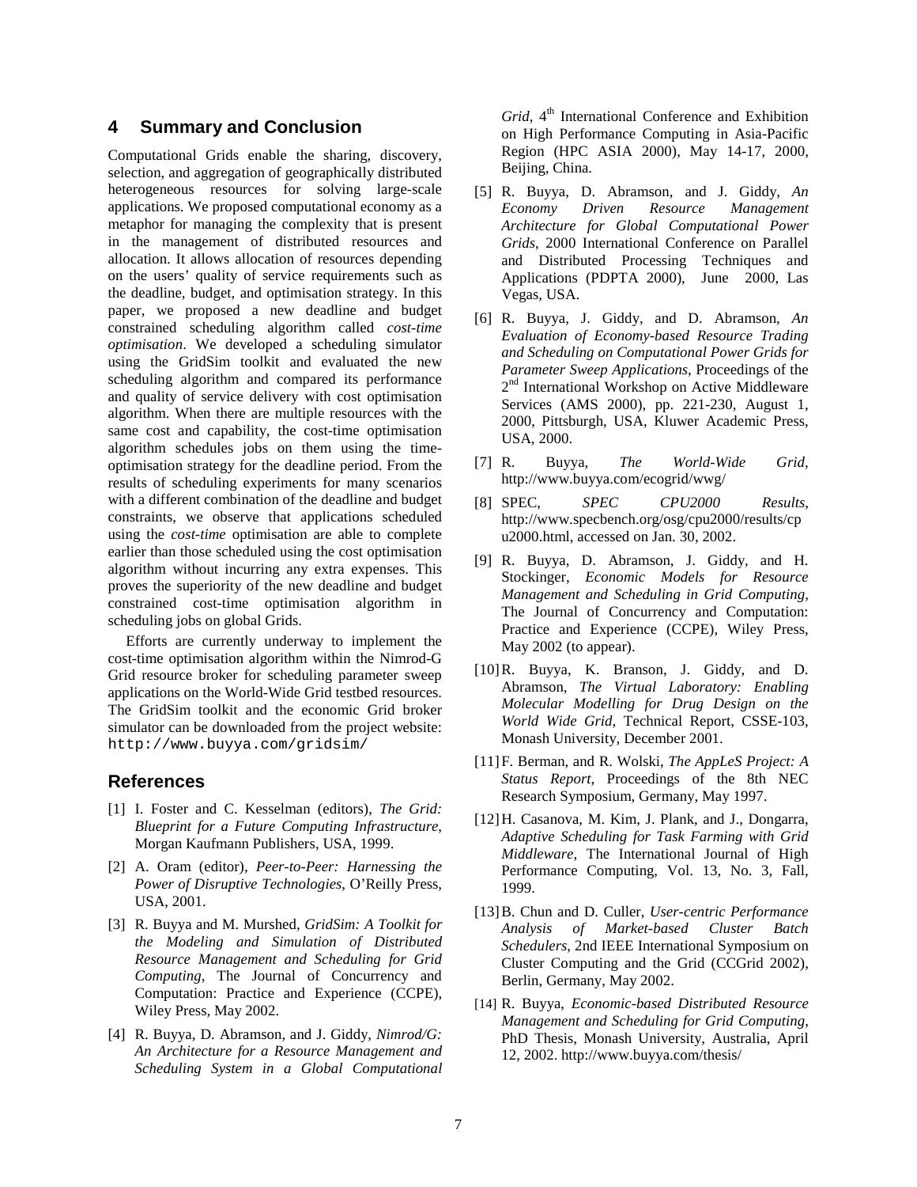## 4 Summary and Conclusion

Computational Grids enable the sharing, discovery, selection, and aggregation of geographically distributed heterogeneous resources for solving large-scale applications. We proposed computational economy as a metaphor for managing the complexity that is present in the management of distributed resources and allocation. It allows allocation of resources depending on the users' quality of service requirements such as the deadline, budget, and optimisation strategy. In this paper, we proposed a new deadline and budget constrained scheduling algorithm called *cost-time optimisation*. We developed a scheduling simulator using the GridSim toolkit and evaluated the new scheduling algorithm and compared its performance and quality of service delivery with cost optimisation algorithm. When there are multiple resources with the same cost and capability, the cost-time optimisation algorithm schedules jobs on them using the time-optimisation strategy for the deadline period. From the results of scheduling experiments for many scenarios with a different combination of the deadline and budget constraints, we observe that applications scheduled using the *cost-time* optimisation are able to complete earlier than those scheduled using the cost optimisation algorithm without incurring any extra expenses. This proves the superiority of the new deadline and budget constrained cost-time optimisation algorithm in scheduling jobs on global Grids.

Efforts are currently underway to implement the cost-time optimisation algorithm within the Nimrod-G Grid resource broker for scheduling parameter sweep applications on the World-Wide Grid testbed resources. The GridSim toolkit and the economic Grid broker simulator can be downloaded from the project website: `http://www.buyya.com/gridsim/`

## References

[1] I. Foster and C. Kesselman (editors), *The Grid: Blueprint for a Future Computing Infrastructure*, Morgan Kaufmann Publishers, USA, 1999.

[2] A. Oram (editor), *Peer-to-Peer: Harnessing the Power of Disruptive Technologies*, O'Reilly Press, USA, 2001.

[3] R. Buyya and M. Murshed, *GridSim: A Toolkit for the Modeling and Simulation of Distributed Resource Management and Scheduling for Grid Computing*, The Journal of Concurrency and Computation: Practice and Experience (CCPE), Wiley Press, May 2002.

[4] R. Buyya, D. Abramson, and J. Giddy, *Nimrod/G: An Architecture for a Resource Management and Scheduling System in a Global Computational Grid*, 4th International Conference and Exhibition on High Performance Computing in Asia-Pacific Region (HPC ASIA 2000), May 14-17, 2000, Beijing, China.

[5] R. Buyya, D. Abramson, and J. Giddy, *An Economy Driven Resource Management Architecture for Global Computational Power Grids*, 2000 International Conference on Parallel and Distributed Processing Techniques and Applications (PDPTA 2000), June 2000, Las Vegas, USA.

[6] R. Buyya, J. Giddy, and D. Abramson, *An Evaluation of Economy-based Resource Trading and Scheduling on Computational Power Grids for Parameter Sweep Applications*, Proceedings of the 2nd International Workshop on Active Middleware Services (AMS 2000), pp. 221-230, August 1, 2000, Pittsburgh, USA, Kluwer Academic Press, USA, 2000.

[7] R. Buyya, *The World-Wide Grid*, http://www.buyya.com/ecogrid/wwg/

[8] SPEC, *SPEC CPU2000 Results*, http://www.specbench.org/osg/cpu2000/results/cpu2000.html, accessed on Jan. 30, 2002.

[9] R. Buyya, D. Abramson, J. Giddy, and H. Stockinger, *Economic Models for Resource Management and Scheduling in Grid Computing*, The Journal of Concurrency and Computation: Practice and Experience (CCPE), Wiley Press, May 2002 (to appear).

[10] R. Buyya, K. Branson, J. Giddy, and D. Abramson, *The Virtual Laboratory: Enabling Molecular Modelling for Drug Design on the World Wide Grid*, Technical Report, CSSE-103, Monash University, December 2001.

[11] F. Berman, and R. Wolski, *The AppLeS Project: A Status Report*, Proceedings of the 8th NEC Research Symposium, Germany, May 1997.

[12] H. Casanova, M. Kim, J. Plank, and J., Dongarra, *Adaptive Scheduling for Task Farming with Grid Middleware*, The International Journal of High Performance Computing, Vol. 13, No. 3, Fall, 1999.

[13] B. Chun and D. Culler, *User-centric Performance Analysis of Market-based Cluster Batch Schedulers*, 2nd IEEE International Symposium on Cluster Computing and the Grid (CCGrid 2002), Berlin, Germany, May 2002.

[14] R. Buyya, *Economic-based Distributed Resource Management and Scheduling for Grid Computing*, PhD Thesis, Monash University, Australia, April 12, 2002. http://www.buyya.com/thesis/